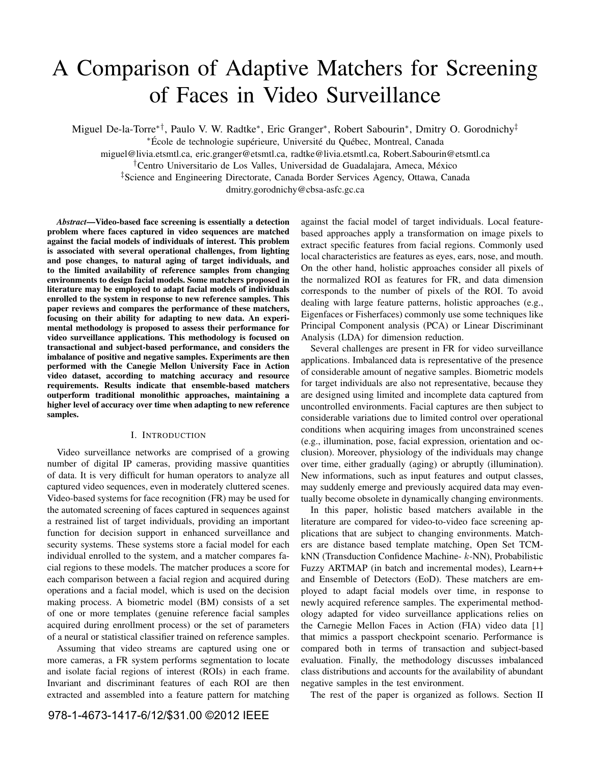# A Comparison of Adaptive Matchers for Screening of Faces in Video Surveillance

Miguel De-la-Torre*†, Paulo V. W. Radtke*, Eric Granger*, Robert Sabourin*, Dmitry O. Gorodnichy‡

*École de technologie supérieure, Université du Québec, Montreal, Canada

miguel@livia.etsmtl.ca, eric.granger@etsmtl.ca, radtke@livia.etsmtl.ca, Robert.Sabourin@etsmtl.ca

†Centro Universitario de Los Valles, Universidad de Guadalajara, Ameca, México

‡Science and Engineering Directorate, Canada Border Services Agency, Ottawa, Canada

dmitry.gorodnichy@cbsa-asfc.gc.ca

***Abstract*—Video-based face screening is essentially a detection problem where faces captured in video sequences are matched against the facial models of individuals of interest. This problem is associated with several operational challenges, from lighting and pose changes, to natural aging of target individuals, and to the limited availability of reference samples from changing environments to design facial models. Some matchers proposed in literature may be employed to adapt facial models of individuals enrolled to the system in response to new reference samples. This paper reviews and compares the performance of these matchers, focusing on their ability for adapting to new data. An experimental methodology is proposed to assess their performance for video surveillance applications. This methodology is focused on transactional and subject-based performance, and considers the imbalance of positive and negative samples. Experiments are then performed with the Canegie Mellon University Face in Action video dataset, according to matching accuracy and resource requirements. Results indicate that ensemble-based matchers outperform traditional monolithic approaches, maintaining a higher level of accuracy over time when adapting to new reference samples.**

## I. Introduction

Video surveillance networks are comprised of a growing number of digital IP cameras, providing massive quantities of data. It is very difficult for human operators to analyze all captured video sequences, even in moderately cluttered scenes. Video-based systems for face recognition (FR) may be used for the automated screening of faces captured in sequences against a restrained list of target individuals, providing an important function for decision support in enhanced surveillance and security systems. These systems store a facial model for each individual enrolled to the system, and a matcher compares facial regions to these models. The matcher produces a score for each comparison between a facial region and acquired during operations and a facial model, which is used on the decision making process. A biometric model (BM) consists of a set of one or more templates (genuine reference facial samples acquired during enrollment process) or the set of parameters of a neural or statistical classifier trained on reference samples.

Assuming that video streams are captured using one or more cameras, a FR system performs segmentation to locate and isolate facial regions of interest (ROIs) in each frame. Invariant and discriminant features of each ROI are then extracted and assembled into a feature pattern for matching against the facial model of target individuals. Local feature-based approaches apply a transformation on image pixels to extract specific features from facial regions. Commonly used local characteristics are features as eyes, ears, nose, and mouth. On the other hand, holistic approaches consider all pixels of the normalized ROI as features for FR, and data dimension corresponds to the number of pixels of the ROI. To avoid dealing with large feature patterns, holistic approaches (e.g., Eigenfaces or Fisherfaces) commonly use some techniques like Principal Component analysis (PCA) or Linear Discriminant Analysis (LDA) for dimension reduction.

Several challenges are present in FR for video surveillance applications. Imbalanced data is representative of the presence of considerable amount of negative samples. Biometric models for target individuals are also not representative, because they are designed using limited and incomplete data captured from uncontrolled environments. Facial captures are then subject to considerable variations due to limited control over operational conditions when acquiring images from unconstrained scenes (e.g., illumination, pose, facial expression, orientation and occlusion). Moreover, physiology of the individuals may change over time, either gradually (aging) or abruptly (illumination). New informations, such as input features and output classes, may suddenly emerge and previously acquired data may eventually become obsolete in dynamically changing environments.

In this paper, holistic based matchers available in the literature are compared for video-to-video face screening applications that are subject to changing environments. Matchers are distance based template matching, Open Set TCM-kNN (Transduction Confidence Machine- $k$-NN), Probabilistic Fuzzy ARTMAP (in batch and incremental modes), Learn++ and Ensemble of Detectors (EoD). These matchers are employed to adapt facial models over time, in response to newly acquired reference samples. The experimental methodology adapted for video surveillance applications relies on the Carnegie Mellon Faces in Action (FIA) video data [1] that mimics a passport checkpoint scenario. Performance is compared both in terms of transaction and subject-based evaluation. Finally, the methodology discusses imbalanced class distributions and accounts for the availability of abundant negative samples in the test environment.

The rest of the paper is organized as follows. Section II

978-1-4673-1417-6/12/$31.00 ©2012 IEEE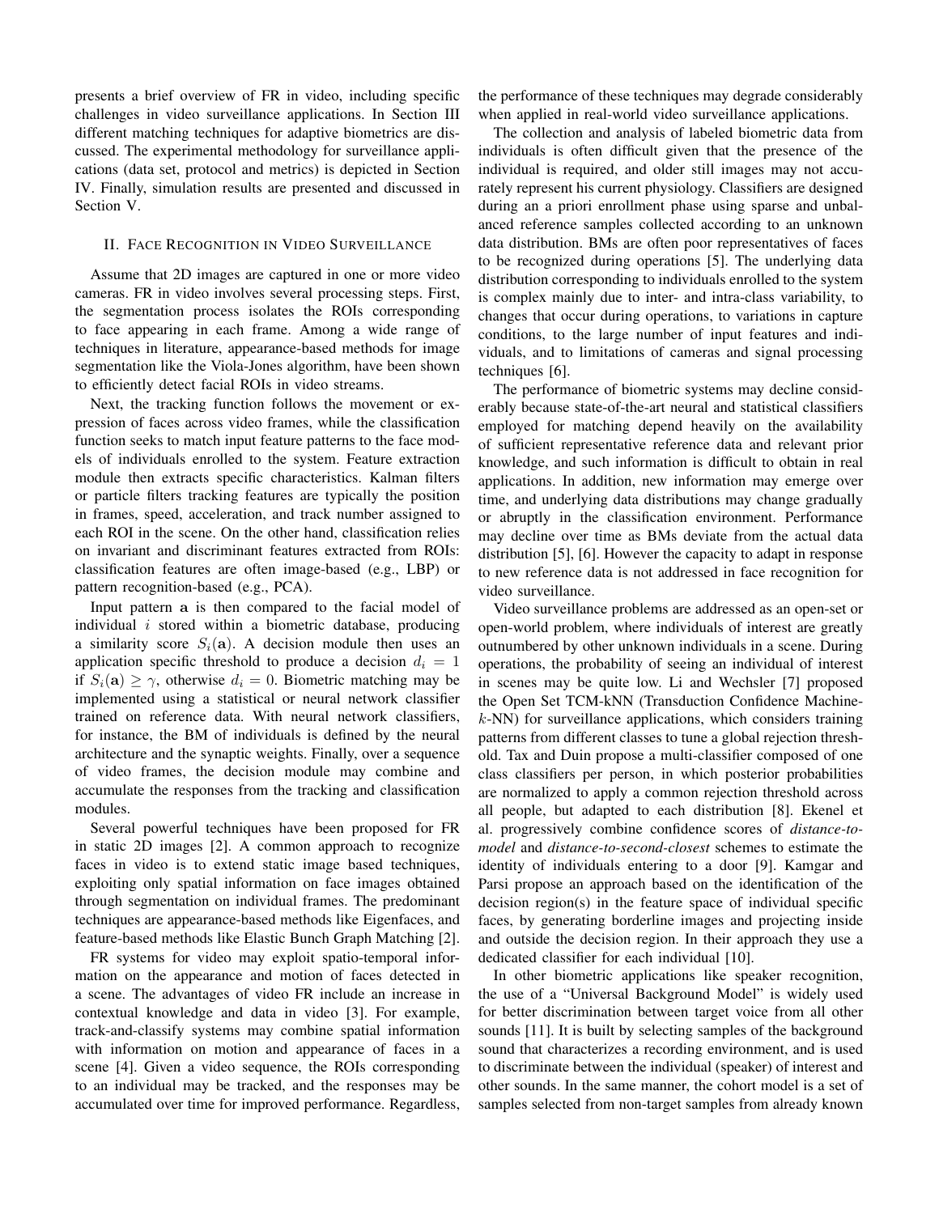presents a brief overview of FR in video, including specific challenges in video surveillance applications. In Section III different matching techniques for adaptive biometrics are discussed. The experimental methodology for surveillance applications (data set, protocol and metrics) is depicted in Section IV. Finally, simulation results are presented and discussed in Section V.

## II. Face Recognition in Video Surveillance

Assume that 2D images are captured in one or more video cameras. FR in video involves several processing steps. First, the segmentation process isolates the ROIs corresponding to face appearing in each frame. Among a wide range of techniques in literature, appearance-based methods for image segmentation like the Viola-Jones algorithm, have been shown to efficiently detect facial ROIs in video streams.

Next, the tracking function follows the movement or expression of faces across video frames, while the classification function seeks to match input feature patterns to the face models of individuals enrolled to the system. Feature extraction module then extracts specific characteristics. Kalman filters or particle filters tracking features are typically the position in frames, speed, acceleration, and track number assigned to each ROI in the scene. On the other hand, classification relies on invariant and discriminant features extracted from ROIs: classification features are often image-based (e.g., LBP) or pattern recognition-based (e.g., PCA).

Input pattern $\mathbf{a}$ is then compared to the facial model of individual $i$ stored within a biometric database, producing a similarity score $S_i(\mathbf{a})$. A decision module then uses an application specific threshold to produce a decision $d_i = 1$ if $S_i(\mathbf{a}) \geq \gamma$, otherwise $d_i = 0$. Biometric matching may be implemented using a statistical or neural network classifier trained on reference data. With neural network classifiers, for instance, the BM of individuals is defined by the neural architecture and the synaptic weights. Finally, over a sequence of video frames, the decision module may combine and accumulate the responses from the tracking and classification modules.

Several powerful techniques have been proposed for FR in static 2D images [2]. A common approach to recognize faces in video is to extend static image based techniques, exploiting only spatial information on face images obtained through segmentation on individual frames. The predominant techniques are appearance-based methods like Eigenfaces, and feature-based methods like Elastic Bunch Graph Matching [2].

FR systems for video may exploit spatio-temporal information on the appearance and motion of faces detected in a scene. The advantages of video FR include an increase in contextual knowledge and data in video [3]. For example, track-and-classify systems may combine spatial information with information on motion and appearance of faces in a scene [4]. Given a video sequence, the ROIs corresponding to an individual may be tracked, and the responses may be accumulated over time for improved performance. Regardless, the performance of these techniques may degrade considerably when applied in real-world video surveillance applications.

The collection and analysis of labeled biometric data from individuals is often difficult given that the presence of the individual is required, and older still images may not accurately represent his current physiology. Classifiers are designed during an a priori enrollment phase using sparse and unbalanced reference samples collected according to an unknown data distribution. BMs are often poor representatives of faces to be recognized during operations [5]. The underlying data distribution corresponding to individuals enrolled to the system is complex mainly due to inter- and intra-class variability, to changes that occur during operations, to variations in capture conditions, to the large number of input features and individuals, and to limitations of cameras and signal processing techniques [6].

The performance of biometric systems may decline considerably because state-of-the-art neural and statistical classifiers employed for matching depend heavily on the availability of sufficient representative reference data and relevant prior knowledge, and such information is difficult to obtain in real applications. In addition, new information may emerge over time, and underlying data distributions may change gradually or abruptly in the classification environment. Performance may decline over time as BMs deviate from the actual data distribution [5], [6]. However the capacity to adapt in response to new reference data is not addressed in face recognition for video surveillance.

Video surveillance problems are addressed as an open-set or open-world problem, where individuals of interest are greatly outnumbered by other unknown individuals in a scene. During operations, the probability of seeing an individual of interest in scenes may be quite low. Li and Wechsler [7] proposed the Open Set TCM-kNN (Transduction Confidence Machine-$k$-NN) for surveillance applications, which considers training patterns from different classes to tune a global rejection threshold. Tax and Duin propose a multi-classifier composed of one class classifiers per person, in which posterior probabilities are normalized to apply a common rejection threshold across all people, but adapted to each distribution [8]. Ekenel et al. progressively combine confidence scores of *distance-to-model* and *distance-to-second-closest* schemes to estimate the identity of individuals entering to a door [9]. Kamgar and Parsi propose an approach based on the identification of the decision region(s) in the feature space of individual specific faces, by generating borderline images and projecting inside and outside the decision region. In their approach they use a dedicated classifier for each individual [10].

In other biometric applications like speaker recognition, the use of a "Universal Background Model" is widely used for better discrimination between target voice from all other sounds [11]. It is built by selecting samples of the background sound that characterizes a recording environment, and is used to discriminate between the individual (speaker) of interest and other sounds. In the same manner, the cohort model is a set of samples selected from non-target samples from already known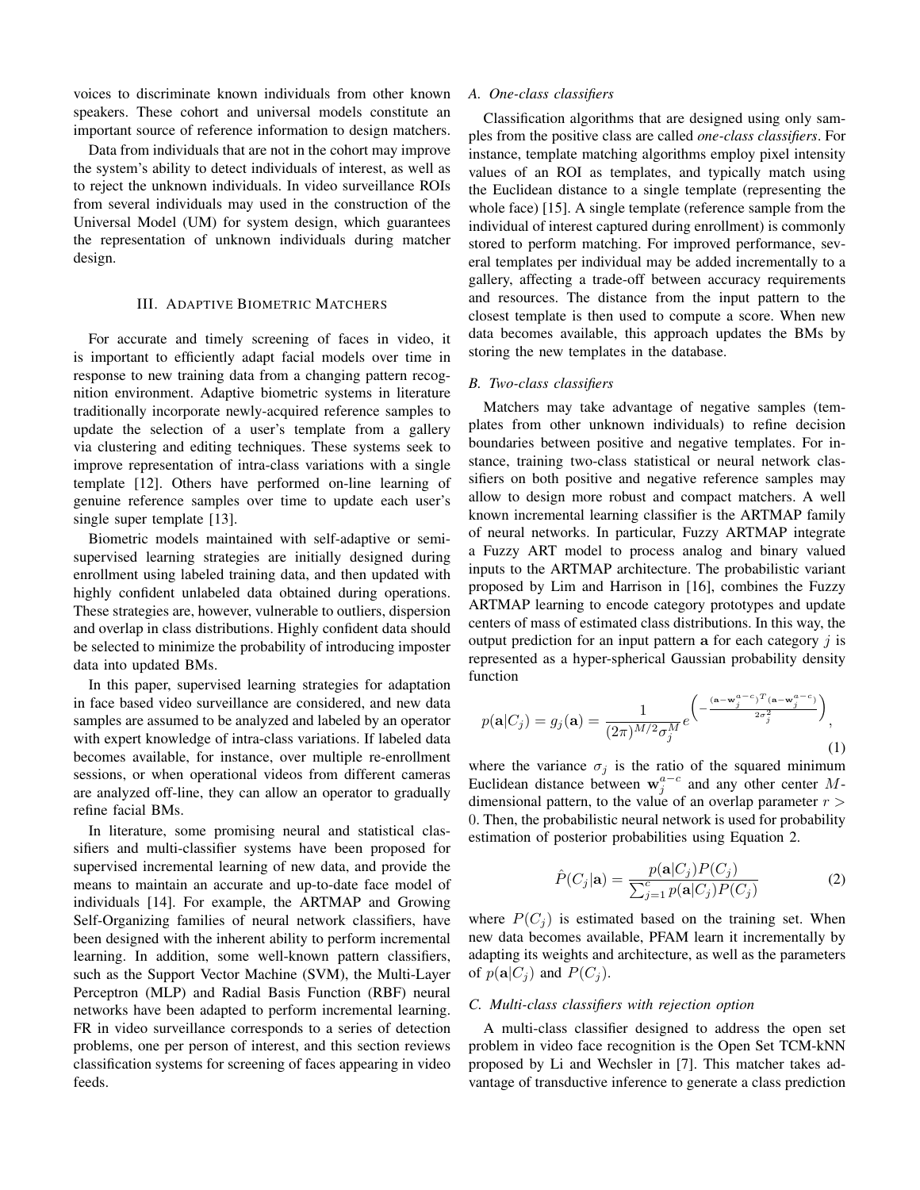voices to discriminate known individuals from other known speakers. These cohort and universal models constitute an important source of reference information to design matchers.

Data from individuals that are not in the cohort may improve the system's ability to detect individuals of interest, as well as to reject the unknown individuals. In video surveillance ROIs from several individuals may used in the construction of the Universal Model (UM) for system design, which guarantees the representation of unknown individuals during matcher design.

## III. Adaptive Biometric Matchers

For accurate and timely screening of faces in video, it is important to efficiently adapt facial models over time in response to new training data from a changing pattern recognition environment. Adaptive biometric systems in literature traditionally incorporate newly-acquired reference samples to update the selection of a user's template from a gallery via clustering and editing techniques. These systems seek to improve representation of intra-class variations with a single template [12]. Others have performed on-line learning of genuine reference samples over time to update each user's single super template [13].

Biometric models maintained with self-adaptive or semi-supervised learning strategies are initially designed during enrollment using labeled training data, and then updated with highly confident unlabeled data obtained during operations. These strategies are, however, vulnerable to outliers, dispersion and overlap in class distributions. Highly confident data should be selected to minimize the probability of introducing imposter data into updated BMs.

In this paper, supervised learning strategies for adaptation in face based video surveillance are considered, and new data samples are assumed to be analyzed and labeled by an operator with expert knowledge of intra-class variations. If labeled data becomes available, for instance, over multiple re-enrollment sessions, or when operational videos from different cameras are analyzed off-line, they can allow an operator to gradually refine facial BMs.

In literature, some promising neural and statistical classifiers and multi-classifier systems have been proposed for supervised incremental learning of new data, and provide the means to maintain an accurate and up-to-date face model of individuals [14]. For example, the ARTMAP and Growing Self-Organizing families of neural network classifiers, have been designed with the inherent ability to perform incremental learning. In addition, some well-known pattern classifiers, such as the Support Vector Machine (SVM), the Multi-Layer Perceptron (MLP) and Radial Basis Function (RBF) neural networks have been adapted to perform incremental learning. FR in video surveillance corresponds to a series of detection problems, one per person of interest, and this section reviews classification systems for screening of faces appearing in video feeds.

### A. One-class classifiers

Classification algorithms that are designed using only samples from the positive class are called *one-class classifiers*. For instance, template matching algorithms employ pixel intensity values of an ROI as templates, and typically match using the Euclidean distance to a single template (representing the whole face) [15]. A single template (reference sample from the individual of interest captured during enrollment) is commonly stored to perform matching. For improved performance, several templates per individual may be added incrementally to a gallery, affecting a trade-off between accuracy requirements and resources. The distance from the input pattern to the closest template is then used to compute a score. When new data becomes available, this approach updates the BMs by storing the new templates in the database.

### B. Two-class classifiers

Matchers may take advantage of negative samples (templates from other unknown individuals) to refine decision boundaries between positive and negative templates. For instance, training two-class statistical or neural network classifiers on both positive and negative reference samples may allow to design more robust and compact matchers. A well known incremental learning classifier is the ARTMAP family of neural networks. In particular, Fuzzy ARTMAP integrate a Fuzzy ART model to process analog and binary valued inputs to the ARTMAP architecture. The probabilistic variant proposed by Lim and Harrison in [16], combines the Fuzzy ARTMAP learning to encode category prototypes and update centers of mass of estimated class distributions. In this way, the output prediction for an input pattern $\mathbf{a}$ for each category $j$ is represented as a hyper-spherical Gaussian probability density function

$$
p(\mathbf{a}|C_j) = g_j(\mathbf{a}) = \frac{1}{(2\pi)^{M/2}\sigma_j^M} e^{\left(-\frac{(\mathbf{a}-\mathbf{w}_j^{a-c})^T(\mathbf{a}-\mathbf{w}_j^{a-c})}{2\sigma_j^2}\right)}, \tag{1}
$$

where the variance $\sigma_j$ is the ratio of the squared minimum Euclidean distance between $\mathbf{w}_j^{a-c}$ and any other center $M$-dimensional pattern, to the value of an overlap parameter $r > 0$. Then, the probabilistic neural network is used for probability estimation of posterior probabilities using Equation 2.

$$
\hat{P}(C_j|\mathbf{a}) = \frac{p(\mathbf{a}|C_j)P(C_j)}{\sum_{j=1}^{c} p(\mathbf{a}|C_j)P(C_j)} \tag{2}
$$

where $P(C_j)$ is estimated based on the training set. When new data becomes available, PFAM learn it incrementally by adapting its weights and architecture, as well as the parameters of $p(\mathbf{a}|C_j)$ and $P(C_j)$.

### C. Multi-class classifiers with rejection option

A multi-class classifier designed to address the open set problem in video face recognition is the Open Set TCM-kNN proposed by Li and Wechsler in [7]. This matcher takes advantage of transductive inference to generate a class prediction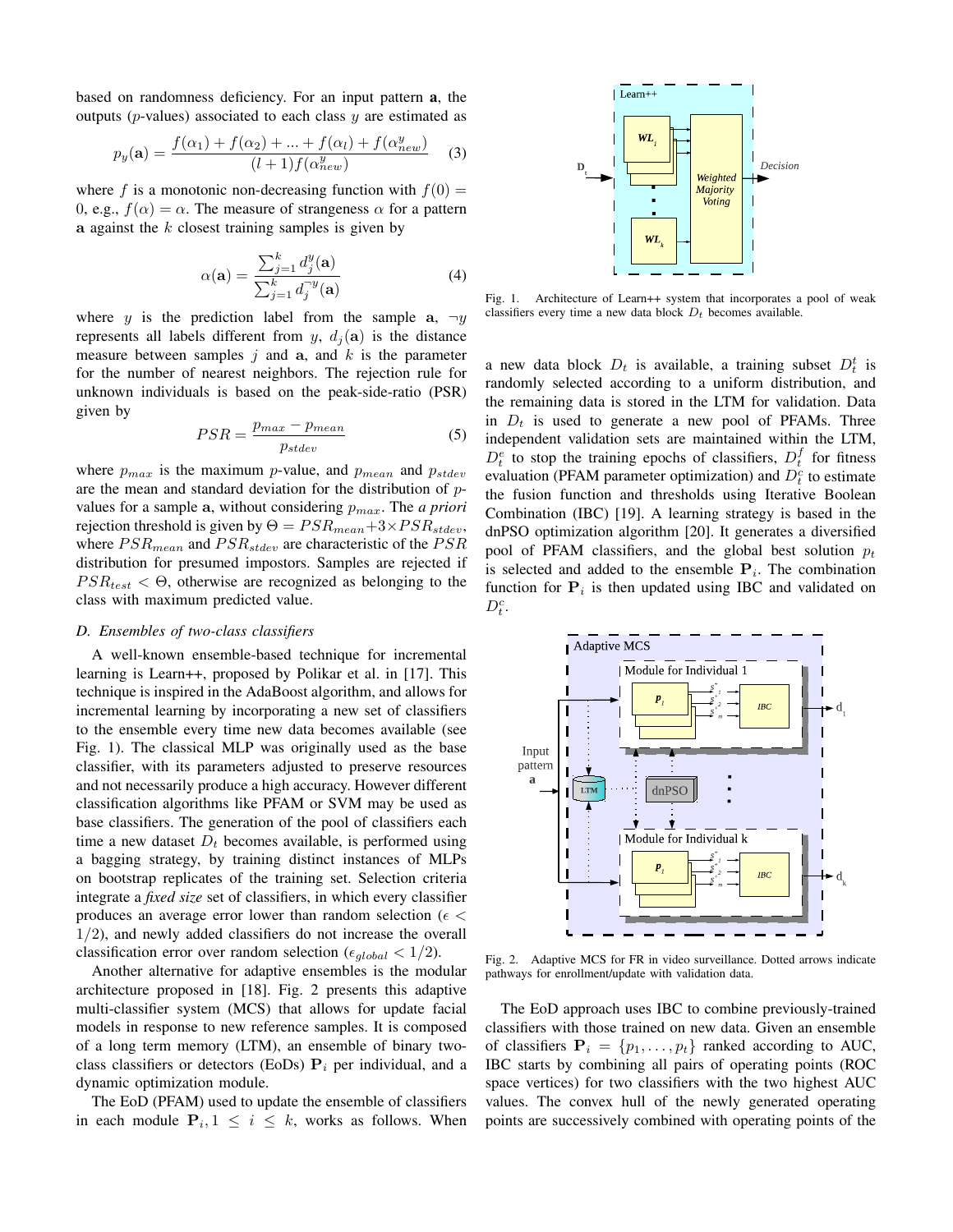based on randomness deficiency. For an input pattern $\mathbf{a}$, the outputs ($p$-values) associated to each class $y$ are estimated as

$$p_y(\mathbf{a}) = \frac{f(\alpha_1) + f(\alpha_2) + ... + f(\alpha_l) + f(\alpha_{new}^y)}{(l+1)f(\alpha_{new}^y)} \quad (3)$$

where $f$ is a monotonic non-decreasing function with $f(0) = 0$, e.g., $f(\alpha) = \alpha$. The measure of strangeness $\alpha$ for a pattern $\mathbf{a}$ against the $k$ closest training samples is given by

$$\alpha(\mathbf{a}) = \frac{\sum_{j=1}^{k} d_j^y(\mathbf{a})}{\sum_{j=1}^{k} d_j^{\neg y}(\mathbf{a})} \quad (4)$$

where $y$ is the prediction label from the sample $\mathbf{a}$, $\neg y$ represents all labels different from $y$, $d_j(\mathbf{a})$ is the distance measure between samples $j$ and $\mathbf{a}$, and $k$ is the parameter for the number of nearest neighbors. The rejection rule for unknown individuals is based on the peak-side-ratio (PSR) given by

$$PSR = \frac{p_{max} - p_{mean}}{p_{stdev}} \quad (5)$$

where $p_{max}$ is the maximum $p$-value, and $p_{mean}$ and $p_{stdev}$ are the mean and standard deviation for the distribution of $p$-values for a sample $\mathbf{a}$, without considering $p_{max}$. The *a priori* rejection threshold is given by $\Theta = PSR_{mean} + 3 \times PSR_{stdev}$, where $PSR_{mean}$ and $PSR_{stdev}$ are characteristic of the $PSR$ distribution for presumed impostors. Samples are rejected if $PSR_{test} < \Theta$, otherwise are recognized as belonging to the class with maximum predicted value.

### D. Ensembles of two-class classifiers

A well-known ensemble-based technique for incremental learning is Learn++, proposed by Polikar et al. in [17]. This technique is inspired in the AdaBoost algorithm, and allows for incremental learning by incorporating a new set of classifiers to the ensemble every time new data becomes available (see Fig. 1). The classical MLP was originally used as the base classifier, with its parameters adjusted to preserve resources and not necessarily produce a high accuracy. However different classification algorithms like PFAM or SVM may be used as base classifiers. The generation of the pool of classifiers each time a new dataset $D_t$ becomes available, is performed using a bagging strategy, by training distinct instances of MLPs on bootstrap replicates of the training set. Selection criteria integrate a *fixed size* set of classifiers, in which every classifier produces an average error lower than random selection ($\epsilon < 1/2$), and newly added classifiers do not increase the overall classification error over random selection ($\epsilon_{global} < 1/2$).

Another alternative for adaptive ensembles is the modular architecture proposed in [18]. Fig. 2 presents this adaptive multi-classifier system (MCS) that allows for update facial models in response to new reference samples. It is composed of a long term memory (LTM), an ensemble of binary two-class classifiers or detectors (EoDs) $\mathbf{P}_i$ per individual, and a dynamic optimization module.

The EoD (PFAM) used to update the ensemble of classifiers in each module $\mathbf{P}_i, 1 \leq i \leq k$, works as follows. When a new data block $D_t$ is available, a training subset $D_t^t$ is randomly selected according to a uniform distribution, and the remaining data is stored in the LTM for validation. Data in $D_t$ is used to generate a new pool of PFAMs. Three independent validation sets are maintained within the LTM, $D_t^e$ to stop the training epochs of classifiers, $D_t^f$ for fitness evaluation (PFAM parameter optimization) and $D_t^c$ to estimate the fusion function and thresholds using Iterative Boolean Combination (IBC) [19]. A learning strategy is based in the dnPSO optimization algorithm [20]. It generates a diversified pool of PFAM classifiers, and the global best solution $p_t$ is selected and added to the ensemble $\mathbf{P}_i$. The combination function for $\mathbf{P}_i$ is then updated using IBC and validated on $D_t^c$.

Fig. 1. Architecture of Learn++ system that incorporates a pool of weak classifiers every time a new data block $D_t$ becomes available.

Fig. 2. Adaptive MCS for FR in video surveillance. Dotted arrows indicate pathways for enrollment/update with validation data.

The EoD approach uses IBC to combine previously-trained classifiers with those trained on new data. Given an ensemble of classifiers $\mathbf{P}_i = \{p_1, \ldots, p_t\}$ ranked according to AUC, IBC starts by combining all pairs of operating points (ROC space vertices) for two classifiers with the two highest AUC values. The convex hull of the newly generated operating points are successively combined with operating points of the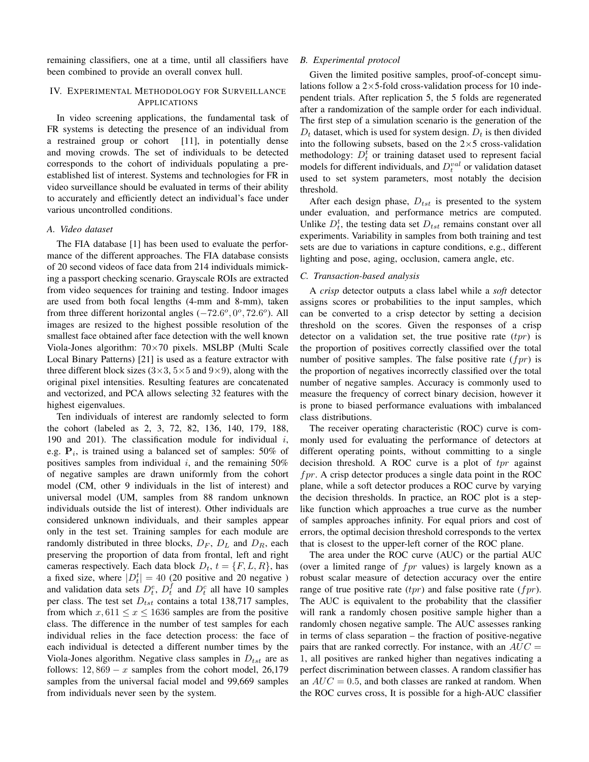remaining classifiers, one at a time, until all classifiers have been combined to provide an overall convex hull.

## IV. Experimental Methodology for Surveillance Applications

In video screening applications, the fundamental task of FR systems is detecting the presence of an individual from a restrained group or cohort [11], in potentially dense and moving crowds. The set of individuals to be detected corresponds to the cohort of individuals populating a pre-established list of interest. Systems and technologies for FR in video surveillance should be evaluated in terms of their ability to accurately and efficiently detect an individual's face under various uncontrolled conditions.

### A. Video dataset

The FIA database [1] has been used to evaluate the performance of the different approaches. The FIA database consists of 20 second videos of face data from 214 individuals mimicking a passport checking scenario. Grayscale ROIs are extracted from video sequences for training and testing. Indoor images are used from both focal lengths (4-mm and 8-mm), taken from three different horizontal angles ($-72.6^o, 0^o, 72.6^o$). All images are resized to the highest possible resolution of the smallest face obtained after face detection with the well known Viola-Jones algorithm: 70×70 pixels. MSLBP (Multi Scale Local Binary Patterns) [21] is used as a feature extractor with three different block sizes (3×3, 5×5 and 9×9), along with the original pixel intensities. Resulting features are concatenated and vectorized, and PCA allows selecting 32 features with the highest eigenvalues.

Ten individuals of interest are randomly selected to form the cohort (labeled as 2, 3, 72, 82, 136, 140, 179, 188, 190 and 201). The classification module for individual $i$, e.g. $\mathbf{P}_i$, is trained using a balanced set of samples: 50% of positives samples from individual $i$, and the remaining 50% of negative samples are drawn uniformly from the cohort model (CM, other 9 individuals in the list of interest) and universal model (UM, samples from 88 random unknown individuals outside the list of interest). Other individuals are considered unknown individuals, and their samples appear only in the test set. Training samples for each module are randomly distributed in three blocks, $D_F$, $D_L$ and $D_R$, each preserving the proportion of data from frontal, left and right cameras respectively. Each data block $D_t$, $t = \{F, L, R\}$, has a fixed size, where $|D_t^t| = 40$ (20 positive and 20 negative ) and validation data sets $D_t^e$, $D_t^f$ and $D_t^c$ all have 10 samples per class. The test set $D_{tst}$ contains a total 138,717 samples, from which $x, 611 \leq x \leq 1636$ samples are from the positive class. The difference in the number of test samples for each individual relies in the face detection process: the face of each individual is detected a different number times by the Viola-Jones algorithm. Negative class samples in $D_{tst}$ are as follows: $12,869 - x$ samples from the cohort model, 26,179 samples from the universal facial model and 99,669 samples from individuals never seen by the system.

### B. Experimental protocol

Given the limited positive samples, proof-of-concept simulations follow a 2×5-fold cross-validation process for 10 independent trials. After replication 5, the 5 folds are regenerated after a randomization of the sample order for each individual. The first step of a simulation scenario is the generation of the $D_t$ dataset, which is used for system design. $D_t$ is then divided into the following subsets, based on the 2×5 cross-validation methodology: $D_t^t$ or training dataset used to represent facial models for different individuals, and $D_t^{val}$ or validation dataset used to set system parameters, most notably the decision threshold.

After each design phase, $D_{tst}$ is presented to the system under evaluation, and performance metrics are computed. Unlike $D_t^t$, the testing data set $D_{tst}$ remains constant over all experiments. Variability in samples from both training and test sets are due to variations in capture conditions, e.g., different lighting and pose, aging, occlusion, camera angle, etc.

### C. Transaction-based analysis

A *crisp* detector outputs a class label while a *soft* detector assigns scores or probabilities to the input samples, which can be converted to a crisp detector by setting a decision threshold on the scores. Given the responses of a crisp detector on a validation set, the true positive rate ($tpr$) is the proportion of positives correctly classified over the total number of positive samples. The false positive rate ($fpr$) is the proportion of negatives incorrectly classified over the total number of negative samples. Accuracy is commonly used to measure the frequency of correct binary decision, however it is prone to biased performance evaluations with imbalanced class distributions.

The receiver operating characteristic (ROC) curve is commonly used for evaluating the performance of detectors at different operating points, without committing to a single decision threshold. A ROC curve is a plot of $tpr$ against $fpr$. A crisp detector produces a single data point in the ROC plane, while a soft detector produces a ROC curve by varying the decision thresholds. In practice, an ROC plot is a step-like function which approaches a true curve as the number of samples approaches infinity. For equal priors and cost of errors, the optimal decision threshold corresponds to the vertex that is closest to the upper-left corner of the ROC plane.

The area under the ROC curve (AUC) or the partial AUC (over a limited range of $fpr$ values) is largely known as a robust scalar measure of detection accuracy over the entire range of true positive rate ($tpr$) and false positive rate ($fpr$). The AUC is equivalent to the probability that the classifier will rank a randomly chosen positive sample higher than a randomly chosen negative sample. The AUC assesses ranking in terms of class separation – the fraction of positive-negative pairs that are ranked correctly. For instance, with an $AUC = 1$, all positives are ranked higher than negatives indicating a perfect discrimination between classes. A random classifier has an $AUC = 0.5$, and both classes are ranked at random. When the ROC curves cross, It is possible for a high-AUC classifier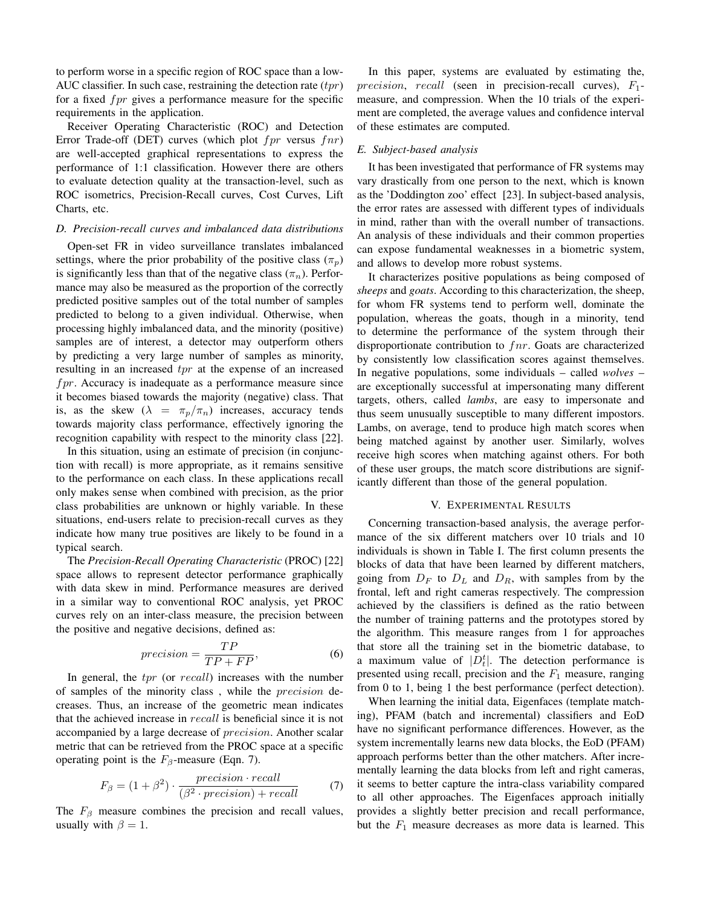to perform worse in a specific region of ROC space than a low-AUC classifier. In such case, restraining the detection rate ($tpr$) for a fixed $fpr$ gives a performance measure for the specific requirements in the application.

Receiver Operating Characteristic (ROC) and Detection Error Trade-off (DET) curves (which plot $fpr$ versus $fnr$) are well-accepted graphical representations to express the performance of 1:1 classification. However there are others to evaluate detection quality at the transaction-level, such as ROC isometrics, Precision-Recall curves, Cost Curves, Lift Charts, etc.

### D. Precision-recall curves and imbalanced data distributions

Open-set FR in video surveillance translates imbalanced settings, where the prior probability of the positive class ($\pi_p$) is significantly less than that of the negative class ($\pi_n$). Performance may also be measured as the proportion of the correctly predicted positive samples out of the total number of samples predicted to belong to a given individual. Otherwise, when processing highly imbalanced data, and the minority (positive) samples are of interest, a detector may outperform others by predicting a very large number of samples as minority, resulting in an increased $tpr$ at the expense of an increased $fpr$. Accuracy is inadequate as a performance measure since it becomes biased towards the majority (negative) class. That is, as the skew ($\lambda = \pi_p/\pi_n$) increases, accuracy tends towards majority class performance, effectively ignoring the recognition capability with respect to the minority class [22].

In this situation, using an estimate of precision (in conjunction with recall) is more appropriate, as it remains sensitive to the performance on each class. In these applications recall only makes sense when combined with precision, as the prior class probabilities are unknown or highly variable. In these situations, end-users relate to precision-recall curves as they indicate how many true positives are likely to be found in a typical search.

The *Precision-Recall Operating Characteristic* (PROC) [22] space allows to represent detector performance graphically with data skew in mind. Performance measures are derived in a similar way to conventional ROC analysis, yet PROC curves rely on an inter-class measure, the precision between the positive and negative decisions, defined as:

$$precision = \frac{TP}{TP + FP}, \tag{6}$$

In general, the $tpr$ (or $recall$) increases with the number of samples of the minority class , while the $precision$ decreases. Thus, an increase of the geometric mean indicates that the achieved increase in $recall$ is beneficial since it is not accompanied by a large decrease of $precision$. Another scalar metric that can be retrieved from the PROC space at a specific operating point is the $F_\beta$-measure (Eqn. 7).

$$F_\beta = (1 + \beta^2) \cdot \frac{precision \cdot recall}{(\beta^2 \cdot precision) + recall} \tag{7}$$

The $F_\beta$ measure combines the precision and recall values, usually with $\beta = 1$.

In this paper, systems are evaluated by estimating the, $precision$, $recall$ (seen in precision-recall curves), $F_1$-measure, and compression. When the 10 trials of the experiment are completed, the average values and confidence interval of these estimates are computed.

### E. Subject-based analysis

It has been investigated that performance of FR systems may vary drastically from one person to the next, which is known as the 'Doddington zoo' effect [23]. In subject-based analysis, the error rates are assessed with different types of individuals in mind, rather than with the overall number of transactions. An analysis of these individuals and their common properties can expose fundamental weaknesses in a biometric system, and allows to develop more robust systems.

It characterizes positive populations as being composed of *sheeps* and *goats*. According to this characterization, the sheep, for whom FR systems tend to perform well, dominate the population, whereas the goats, though in a minority, tend to determine the performance of the system through their disproportionate contribution to $fnr$. Goats are characterized by consistently low classification scores against themselves. In negative populations, some individuals – called *wolves* – are exceptionally successful at impersonating many different targets, others, called *lambs*, are easy to impersonate and thus seem unusually susceptible to many different impostors. Lambs, on average, tend to produce high match scores when being matched against by another user. Similarly, wolves receive high scores when matching against others. For both of these user groups, the match score distributions are significantly different than those of the general population.

## V. Experimental Results

Concerning transaction-based analysis, the average performance of the six different matchers over 10 trials and 10 individuals is shown in Table I. The first column presents the blocks of data that have been learned by different matchers, going from $D_F$ to $D_L$ and $D_R$, with samples from by the frontal, left and right cameras respectively. The compression achieved by the classifiers is defined as the ratio between the number of training patterns and the prototypes stored by the algorithm. This measure ranges from 1 for approaches that store all the training set in the biometric database, to a maximum value of $|D_t^t|$. The detection performance is presented using recall, precision and the $F_1$ measure, ranging from 0 to 1, being 1 the best performance (perfect detection).

When learning the initial data, Eigenfaces (template matching), PFAM (batch and incremental) classifiers and EoD have no significant performance differences. However, as the system incrementally learns new data blocks, the EoD (PFAM) approach performs better than the other matchers. After incrementally learning the data blocks from left and right cameras, it seems to better capture the intra-class variability compared to all other approaches. The Eigenfaces approach initially provides a slightly better precision and recall performance, but the $F_1$ measure decreases as more data is learned. This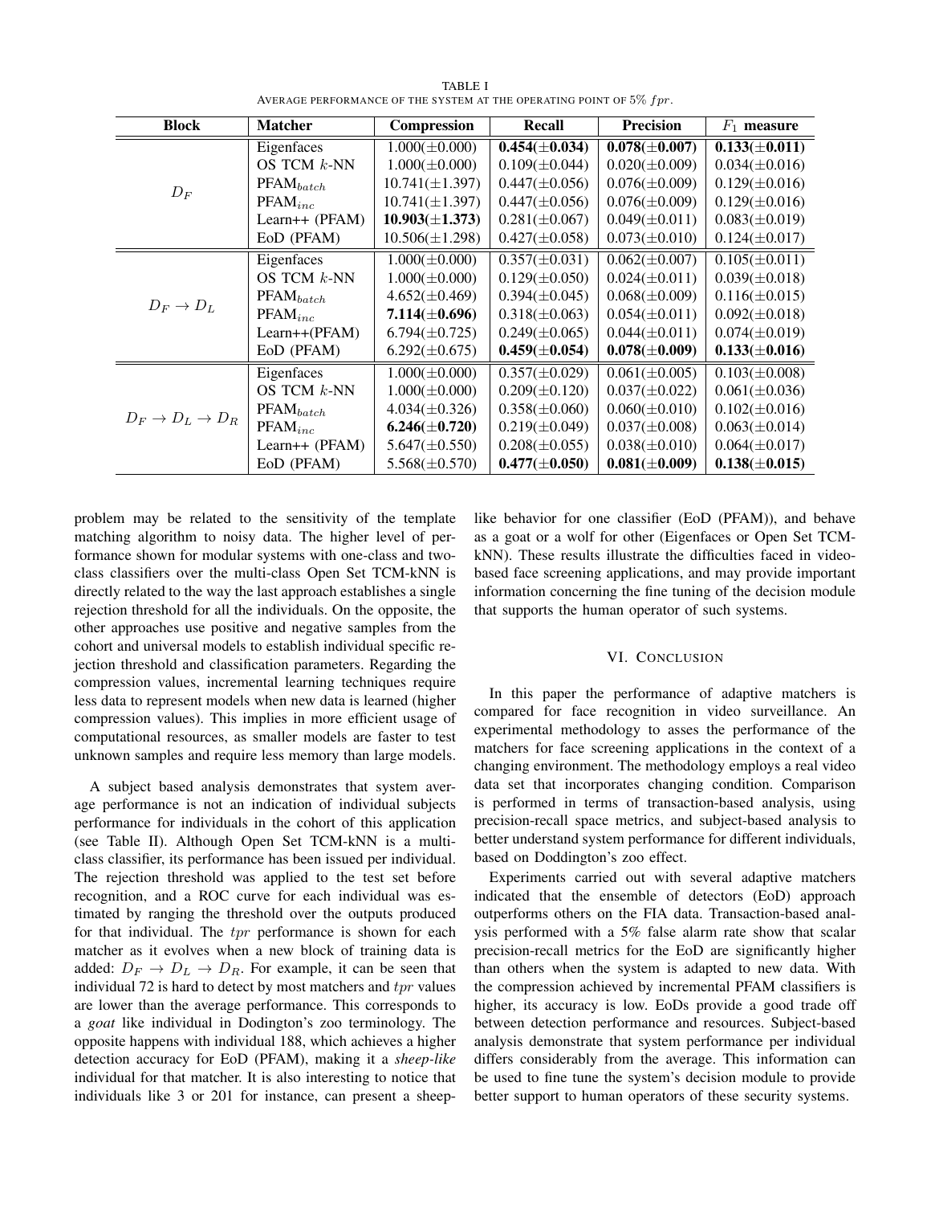TABLE I
AVERAGE PERFORMANCE OF THE SYSTEM AT THE OPERATING POINT OF 5% $fpr$.

| Block | Matcher | Compression | Recall | Precision | $F_1$ measure |
|---|---|---|---|---|---|
| $D_F$ | Eigenfaces | 1.000(±0.000) | **0.454(±0.034)** | **0.078(±0.007)** | **0.133(±0.011)** |
| | OS TCM $k$-NN | 1.000(±0.000) | 0.109(±0.044) | 0.020(±0.009) | 0.034(±0.016) |
| | PFAM$_{batch}$ | 10.741(±1.397) | 0.447(±0.056) | 0.076(±0.009) | 0.129(±0.016) |
| | PFAM$_{inc}$ | 10.741(±1.397) | 0.447(±0.056) | 0.076(±0.009) | 0.129(±0.016) |
| | Learn++ (PFAM) | **10.903(±1.373)** | 0.281(±0.067) | 0.049(±0.011) | 0.083(±0.019) |
| | EoD (PFAM) | 10.506(±1.298) | 0.427(±0.058) | 0.073(±0.010) | 0.124(±0.017) |
| $D_F \rightarrow D_L$ | Eigenfaces | 1.000(±0.000) | 0.357(±0.031) | 0.062(±0.007) | 0.105(±0.011) |
| | OS TCM $k$-NN | 1.000(±0.000) | 0.129(±0.050) | 0.024(±0.011) | 0.039(±0.018) |
| | PFAM$_{batch}$ | 4.652(±0.469) | 0.394(±0.045) | 0.068(±0.009) | 0.116(±0.015) |
| | PFAM$_{inc}$ | **7.114(±0.696)** | 0.318(±0.063) | 0.054(±0.011) | 0.092(±0.018) |
| | Learn++(PFAM) | 6.794(±0.725) | 0.249(±0.065) | 0.044(±0.011) | 0.074(±0.019) |
| | EoD (PFAM) | 6.292(±0.675) | **0.459(±0.054)** | **0.078(±0.009)** | **0.133(±0.016)** |
| $D_F \rightarrow D_L \rightarrow D_R$ | Eigenfaces | 1.000(±0.000) | 0.357(±0.029) | 0.061(±0.005) | 0.103(±0.008) |
| | OS TCM $k$-NN | 1.000(±0.000) | 0.209(±0.120) | 0.037(±0.022) | 0.061(±0.036) |
| | PFAM$_{batch}$ | 4.034(±0.326) | 0.358(±0.060) | 0.060(±0.010) | 0.102(±0.016) |
| | PFAM$_{inc}$ | **6.246(±0.720)** | 0.219(±0.049) | 0.037(±0.008) | 0.063(±0.014) |
| | Learn++ (PFAM) | 5.647(±0.550) | 0.208(±0.055) | 0.038(±0.010) | 0.064(±0.017) |
| | EoD (PFAM) | 5.568(±0.570) | **0.477(±0.050)** | **0.081(±0.009)** | **0.138(±0.015)** |

problem may be related to the sensitivity of the template matching algorithm to noisy data. The higher level of performance shown for modular systems with one-class and two-class classifiers over the multi-class Open Set TCM-kNN is directly related to the way the last approach establishes a single rejection threshold for all the individuals. On the opposite, the other approaches use positive and negative samples from the cohort and universal models to establish individual specific rejection threshold and classification parameters. Regarding the compression values, incremental learning techniques require less data to represent models when new data is learned (higher compression values). This implies in more efficient usage of computational resources, as smaller models are faster to test unknown samples and require less memory than large models.

A subject based analysis demonstrates that system average performance is not an indication of individual subjects performance for individuals in the cohort of this application (see Table II). Although Open Set TCM-kNN is a multi-class classifier, its performance has been issued per individual. The rejection threshold was applied to the test set before recognition, and a ROC curve for each individual was estimated by ranging the threshold over the outputs produced for that individual. The $tpr$ performance is shown for each matcher as it evolves when a new block of training data is added: $D_F \rightarrow D_L \rightarrow D_R$. For example, it can be seen that individual 72 is hard to detect by most matchers and $tpr$ values are lower than the average performance. This corresponds to a *goat* like individual in Dodington's zoo terminology. The opposite happens with individual 188, which achieves a higher detection accuracy for EoD (PFAM), making it a *sheep-like* individual for that matcher. It is also interesting to notice that individuals like 3 or 201 for instance, can present a sheep-like behavior for one classifier (EoD (PFAM)), and behave as a goat or a wolf for other (Eigenfaces or Open Set TCM-kNN). These results illustrate the difficulties faced in video-based face screening applications, and may provide important information concerning the fine tuning of the decision module that supports the human operator of such systems.

## VI. CONCLUSION

In this paper the performance of adaptive matchers is compared for face recognition in video surveillance. An experimental methodology to asses the performance of the matchers for face screening applications in the context of a changing environment. The methodology employs a real video data set that incorporates changing condition. Comparison is performed in terms of transaction-based analysis, using precision-recall space metrics, and subject-based analysis to better understand system performance for different individuals, based on Doddington's zoo effect.

Experiments carried out with several adaptive matchers indicated that the ensemble of detectors (EoD) approach outperforms others on the FIA data. Transaction-based analysis performed with a 5% false alarm rate show that scalar precision-recall metrics for the EoD are significantly higher than others when the system is adapted to new data. With the compression achieved by incremental PFAM classifiers is higher, its accuracy is low. EoDs provide a good trade off between detection performance and resources. Subject-based analysis demonstrate that system performance per individual differs considerably from the average. This information can be used to fine tune the system's decision module to provide better support to human operators of these security systems.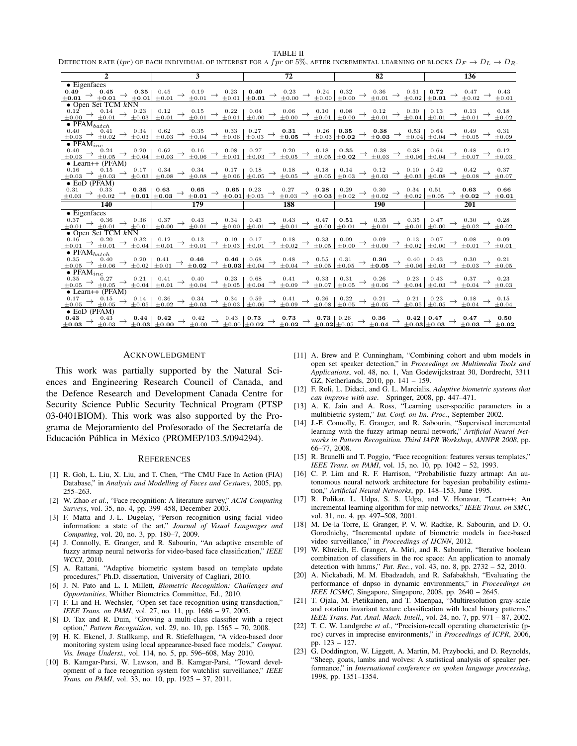TABLE II

DETECTION RATE ($tpr$) OF EACH INDIVIDUAL OF INTEREST FOR A $fpr$ OF 5%, AFTER INCREMENTAL LEARNING OF BLOCKS $D_F \rightarrow D_L \rightarrow D_R$.

| | 2 | 3 | 72 | 82 | 136 |
|---|---|---|---|---|---|
| • Eigenfaces | **0.49** ±**0.01** → **0.45** ±**0.01** → **0.35** ±**0.01** | 0.45 ±0.01 → 0.19 ±0.01 → 0.23 ±0.01 | **0.40** ±**0.01** → 0.23 ±0.00 → 0.24 ±0.00 | 0.32 ±0.00 → 0.36 ±0.01 → 0.51 ±0.02 | **0.72** ±**0.01** → 0.47 ±0.02 → 0.43 ±0.01 |
| • Open Set TCM $k$NN | 0.12 ±0.00 → 0.14 ±0.01 → 0.23 ±0.03 | 0.12 ±0.01 → 0.15 ±0.01 → 0.22 ±0.01 | 0.04 ±0.00 → 0.06 ±0.00 → 0.10 ±0.01 | 0.08 ±0.00 → 0.12 ±0.01 → 0.30 ±0.04 | 0.13 ±0.01 → 0.13 ±0.01 → 0.18 ±0.02 |
| • PFAM$_{batch}$ | 0.40 ±0.03 → 0.41 ±0.02 → 0.34 ±0.03 | 0.62 ±0.03 → 0.35 ±0.04 → 0.33 ±0.06 | 0.27 ±0.03 → **0.31** ±**0.05** → 0.26 ±0.03 | **0.35** ±**0.02** → **0.38** ±**0.03** → 0.53 ±0.04 | 0.64 ±0.04 → 0.49 ±0.05 → 0.31 ±0.09 |
| • PFAM$_{inc}$ | 0.40 ±0.03 → 0.24 ±0.05 → 0.20 ±0.04 | 0.62 ±0.03 → 0.16 ±0.06 → 0.08 ±0.01 | 0.27 ±0.03 → 0.20 ±0.05 → 0.18 ±0.05 | **0.35** ±**0.02** → 0.38 ±0.03 → 0.38 ±0.06 | 0.64 ±0.04 → 0.48 ±0.07 → 0.12 ±0.03 |
| • Learn++ (PFAM) | 0.16 ±0.03 → 0.15 ±0.03 → 0.17 ±0.03 | 0.34 ±0.08 → 0.34 ±0.08 → 0.17 ±0.06 | 0.18 ±0.05 → 0.18 ±0.05 → 0.18 ±0.05 | 0.14 ±0.03 → 0.12 ±0.03 → 0.10 ±0.03 | 0.42 ±0.08 → 0.42 ±0.08 → 0.37 ±0.07 |
| • EoD (PFAM) | 0.31 ±0.03 → 0.33 ±0.02 → **0.35** ±**0.01** | **0.63** ±**0.03** → **0.65** ±**0.01** → **0.65** ±**0.01** | 0.23 ±0.03 → 0.27 ±0.03 → **0.28** ±**0.03** | 0.29 ±0.02 → 0.30 ±0.02 → 0.34 ±0.02 | 0.51 ±0.05 → **0.63** ±**0.02** → **0.66** ±**0.01** |
| | **140** | **179** | **188** | **190** | **201** |
| • Eigenfaces | 0.37 ±0.01 → 0.36 ±0.01 → 0.36 ±0.01 | 0.37 ±0.00 → 0.43 ±0.01 → 0.34 ±0.00 | 0.43 ±0.01 → 0.43 ±0.01 → 0.47 ±0.00 | **0.51** ±**0.01** → 0.35 ±0.01 → 0.35 ±0.01 | 0.47 ±0.00 → 0.30 ±0.02 → 0.28 ±0.02 |
| • Open Set TCM $k$NN | 0.16 ±0.01 → 0.20 ±0.01 → 0.32 ±0.04 | 0.12 ±0.01 → 0.13 ±0.01 → 0.19 ±0.03 | 0.17 ±0.01 → 0.18 ±0.02 → 0.33 ±0.05 | 0.09 ±0.00 → 0.09 ±0.00 → 0.13 ±0.02 | 0.07 ±0.00 → 0.08 ±0.01 → 0.09 ±0.01 |
| • PFAM$_{batch}$ | 0.35 ±0.05 → 0.40 ±0.06 → 0.20 ±0.02 | 0.41 ±0.01 → **0.46** ±**0.02** → **0.46** ±**0.03** | 0.68 ±0.04 → 0.48 ±0.04 → 0.55 ±0.05 | 0.31 ±0.05 → **0.36** ±**0.05** → 0.40 ±0.06 | 0.43 ±0.03 → 0.30 ±0.03 → 0.21 ±0.05 |
| • PFAM$_{inc}$ | 0.35 ±0.05 → 0.27 ±0.05 → 0.21 ±0.04 | 0.41 ±0.01 → 0.40 ±0.04 → 0.23 ±0.05 | 0.68 ±0.04 → 0.41 ±0.09 → 0.33 ±0.07 | 0.31 ±0.05 → 0.26 ±0.06 → 0.23 ±0.04 | 0.43 ±0.03 → 0.37 ±0.04 → 0.23 ±0.03 |
| • Learn++ (PFAM) | 0.17 ±0.05 → 0.15 ±0.05 → 0.14 ±0.05 | 0.36 ±0.02 → 0.34 ±0.03 → 0.34 ±0.03 | 0.59 ±0.06 → 0.41 ±0.09 → 0.26 ±0.08 | 0.22 ±0.05 → 0.21 ±0.05 → 0.21 ±0.05 | 0.23 ±0.05 → 0.18 ±0.04 → 0.15 ±0.04 |
| • EoD (PFAM) | **0.43** ±**0.03** → 0.43 ±0.03 → **0.44** ±**0.03** | **0.42** ±**0.00** → 0.42 ±0.00 → 0.43 ±0.00 | **0.73** ±**0.02** → **0.73** ±**0.02** → **0.73** ±**0.02** | 0.26 ±0.05 → **0.36** ±**0.04** → **0.42** ±**0.03** | **0.47** ±**0.03** → **0.47** ±**0.03** → **0.50** ±**0.02** |

## ACKNOWLEDGMENT

This work was partially supported by the Natural Sciences and Engineering Research Council of Canada, and the Defence Research and Development Canada Centre for Security Science Public Security Technical Program (PTSP 03-0401BIOM). This work was also supported by the Programa de Mejoramiento del Profesorado of the Secretaría de Educación Pública in México (PROMEP/103.5/094294).

## REFERENCES

[1] R. Goh, L. Liu, X. Liu, and T. Chen, "The CMU Face In Action (FIA) Database," in *Analysis and Modelling of Faces and Gestures*, 2005, pp. 255–263.

[2] W. Zhao *et al.*, "Face recognition: A literature survey," *ACM Computing Surveys*, vol. 35, no. 4, pp. 399–458, December 2003.

[3] F. Matta and J.-L. Dugelay, "Person recognition using facial video information: a state of the art," *Journal of Visual Languages and Computing*, vol. 20, no. 3, pp. 180–7, 2009.

[4] J. Connolly, E. Granger, and R. Sabourin, "An adaptive ensemble of fuzzy artmap neural networks for video-based face classification," *IEEE WCCI*, 2010.

[5] A. Rattani, "Adaptive biometric system based on template update procedures," Ph.D. dissertation, University of Cagliari, 2010.

[6] J. N. Pato and L. I. Millett, *Biometric Recognition: Challenges and Opportunities*, Whither Biometrics Committee, Ed., 2010.

[7] F. Li and H. Wechsler, "Open set face recognition using transduction," *IEEE Trans. on PAMI*, vol. 27, no. 11, pp. 1686 – 97, 2005.

[8] D. Tax and R. Duin, "Growing a multi-class classifier with a reject option," *Pattern Recognition*, vol. 29, no. 10, pp. 1565 – 70, 2008.

[9] H. K. Ekenel, J. Stallkamp, and R. Stiefelhagen, "A video-based door monitoring system using local appearance-based face models," *Comput. Vis. Image Underst.*, vol. 114, no. 5, pp. 596–608, May 2010.

[10] B. Kamgar-Parsi, W. Lawson, and B. Kamgar-Parsi, "Toward development of a face recognition system for watchlist surveillance," *IEEE Trans. on PAMI*, vol. 33, no. 10, pp. 1925 – 37, 2011.

[11] A. Brew and P. Cunningham, "Combining cohort and ubm models in open set speaker detection," in *Proceedings on Multimedia Tools and Applications*, vol. 48, no. 1, Van Godewijckstraat 30, Dordrecht, 3311 GZ, Netherlands, 2010, pp. 141 – 159.

[12] F. Roli, L. Didaci, and G. L. Marcialis, *Adaptive biometric systems that can improve with use*. Springer, 2008, pp. 447–471.

[13] A. K. Jain and A. Ross, "Learning user-specific parameters in a multibietric system," *Int. Conf. on Im. Proc.*, September 2002.

[14] J.-F. Connolly, E. Granger, and R. Sabourin, "Supervised incremental learning with the fuzzy artmap neural network," *Artificial Neural Networks in Pattern Recognition. Third IAPR Workshop, ANNPR 2008*, pp. 66–77, 2008.

[15] R. Brunelli and T. Poggio, "Face recognition: features versus templates," *IEEE Trans. on PAMI*, vol. 15, no. 10, pp. 1042 – 52, 1993.

[16] C. P. Lim and R. F. Harrison, "Probabilistic fuzzy artmap: An autonomous neural network architecture for bayesian probability estimation," *Artificial Neural Networks*, pp. 148–153, June 1995.

[17] R. Polikar, L. Udpa, S. S. Udpa, and V. Honavar, "Learn++: An incremental learning algorithm for mlp networks," *IEEE Trans. on SMC*, vol. 31, no. 4, pp. 497–508, 2001.

[18] M. De-la Torre, E. Granger, P. V. W. Radtke, R. Sabourin, and D. O. Gorodnichy, "Incremental update of biometric models in face-based video surveillance," in *Proceedings of IJCNN*, 2012.

[19] W. Khreich, E. Granger, A. Miri, and R. Sabourin, "Iterative boolean combination of classifiers in the roc space: An application to anomaly detection with hmms," *Pat. Rec.*, vol. 43, no. 8, pp. 2732 – 52, 2010.

[20] A. Nickabadi, M. M. Ebadzadeh, and R. Safabakhsh, "Evaluating the performance of dnpso in dynamic environments," in *Proceedings on IEEE ICSMC*, Singapore, Singapore, 2008, pp. 2640 – 2645.

[21] T. Ojala, M. Pietikainen, and T. Maenpaa, "Multiresolution gray-scale and rotation invariant texture classification with local binary patterns," *IEEE Trans. Pat. Anal. Mach. Intell.*, vol. 24, no. 7, pp. 971 – 87, 2002.

[22] T. C. W. Landgrebe *et al.*, "Precision-recall operating characteristic (p-roc) curves in imprecise environments," in *Proceedings of ICPR*, 2006, pp. 123 – 127.

[23] G. Doddington, W. Liggett, A. Martin, M. Przybocki, and D. Reynolds, "Sheep, goats, lambs and wolves: A statistical analysis of speaker performance," in *International conference on spoken language processing*, 1998, pp. 1351–1354.